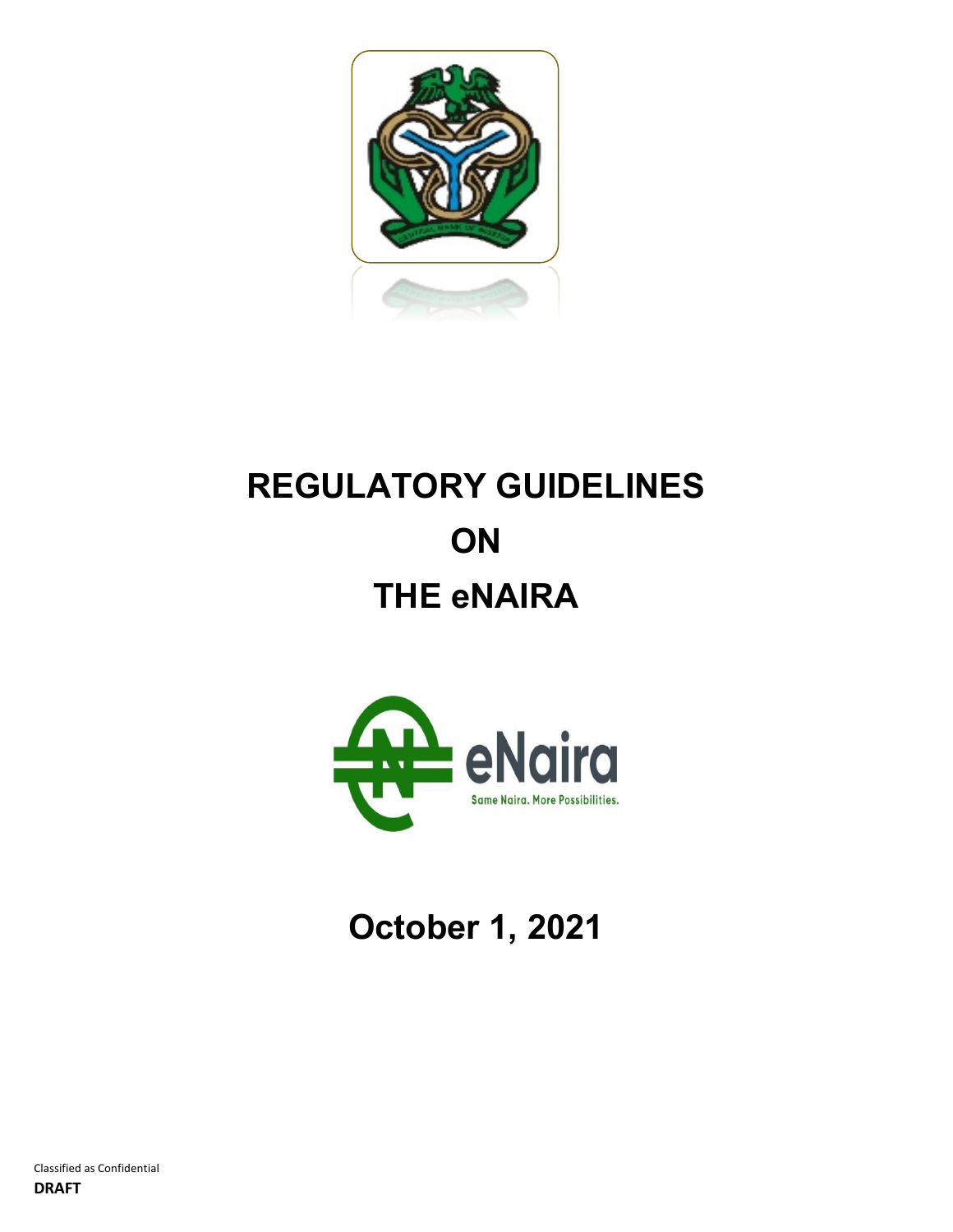# REGULATORY GUIDELINES
# ON
# THE eNAIRA

eNaira

Same Naira. More Possibilities.

## October 1, 2021

Classified as Confidential

**DRAFT**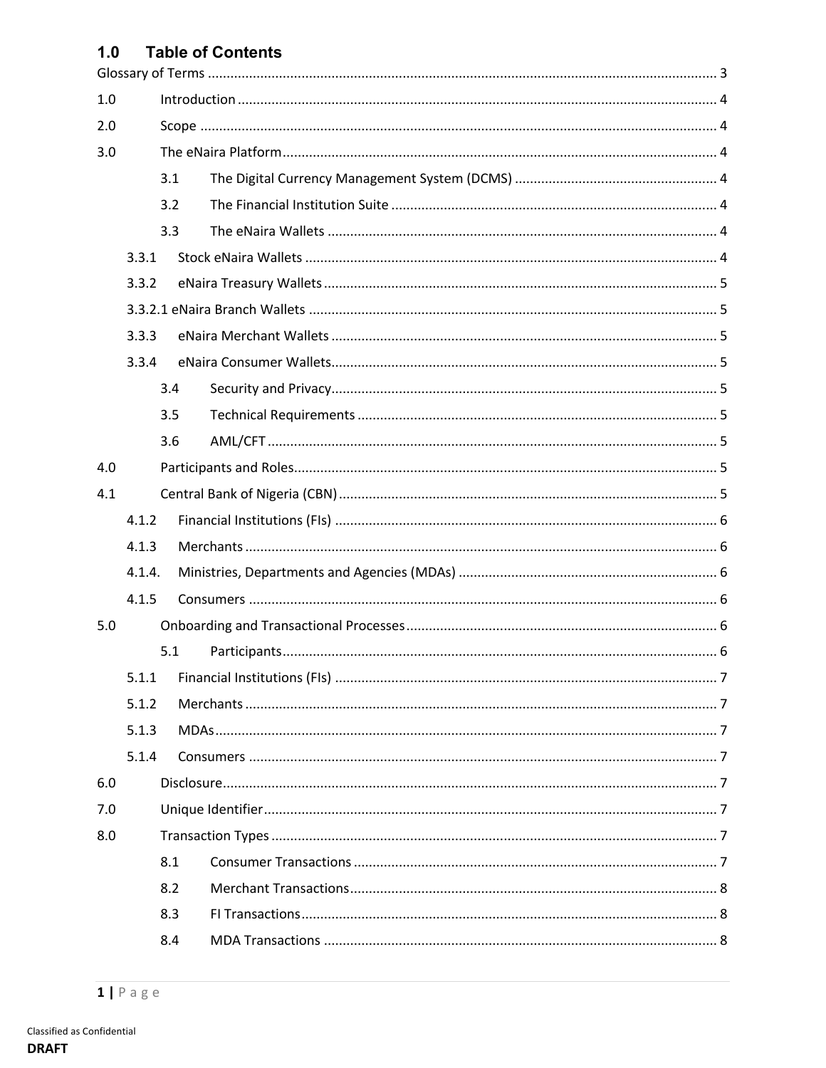## 1.0 Table of Contents

Glossary of Terms ..... 3

1.0 Introduction ..... 4

2.0 Scope ..... 4

3.0 The eNaira Platform ..... 4

- 3.1 The Digital Currency Management System (DCMS) ..... 4
- 3.2 The Financial Institution Suite ..... 4
- 3.3 The eNaira Wallets ..... 4

3.3.1 Stock eNaira Wallets ..... 4

3.3.2 eNaira Treasury Wallets ..... 5

3.3.2.1 eNaira Branch Wallets ..... 5

3.3.3 eNaira Merchant Wallets ..... 5

3.3.4 eNaira Consumer Wallets ..... 5

- 3.4 Security and Privacy ..... 5
- 3.5 Technical Requirements ..... 5
- 3.6 AML/CFT ..... 5

4.0 Participants and Roles ..... 5

4.1 Central Bank of Nigeria (CBN) ..... 5

4.1.2 Financial Institutions (FIs) ..... 6

4.1.3 Merchants ..... 6

4.1.4. Ministries, Departments and Agencies (MDAs) ..... 6

4.1.5 Consumers ..... 6

5.0 Onboarding and Transactional Processes ..... 6

- 5.1 Participants ..... 6

5.1.1 Financial Institutions (FIs) ..... 7

5.1.2 Merchants ..... 7

5.1.3 MDAs ..... 7

5.1.4 Consumers ..... 7

6.0 Disclosure ..... 7

7.0 Unique Identifier ..... 7

8.0 Transaction Types ..... 7

- 8.1 Consumer Transactions ..... 7
- 8.2 Merchant Transactions ..... 8
- 8.3 FI Transactions ..... 8
- 8.4 MDA Transactions ..... 8

Classified as Confidential

**DRAFT**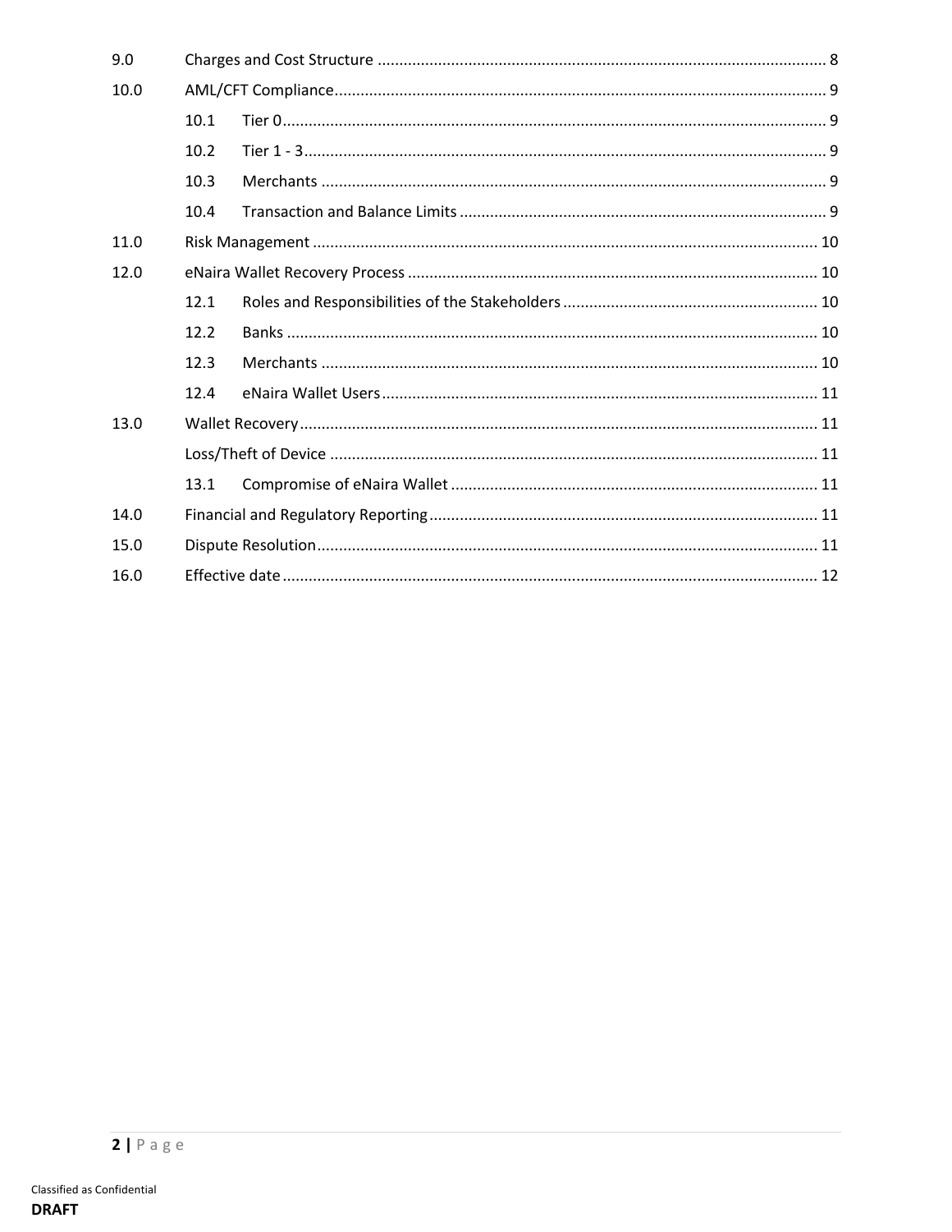| | | |
|---|---|---|
| 9.0 | Charges and Cost Structure | 8 |
| 10.0 | AML/CFT Compliance | 9 |
| | 10.1 Tier 0 | 9 |
| | 10.2 Tier 1 - 3 | 9 |
| | 10.3 Merchants | 9 |
| | 10.4 Transaction and Balance Limits | 9 |
| 11.0 | Risk Management | 10 |
| 12.0 | eNaira Wallet Recovery Process | 10 |
| | 12.1 Roles and Responsibilities of the Stakeholders | 10 |
| | 12.2 Banks | 10 |
| | 12.3 Merchants | 10 |
| | 12.4 eNaira Wallet Users | 11 |
| 13.0 | Wallet Recovery | 11 |
| | Loss/Theft of Device | 11 |
| | 13.1 Compromise of eNaira Wallet | 11 |
| 14.0 | Financial and Regulatory Reporting | 11 |
| 15.0 | Dispute Resolution | 11 |
| 16.0 | Effective date | 12 |

Classified as Confidential

**DRAFT**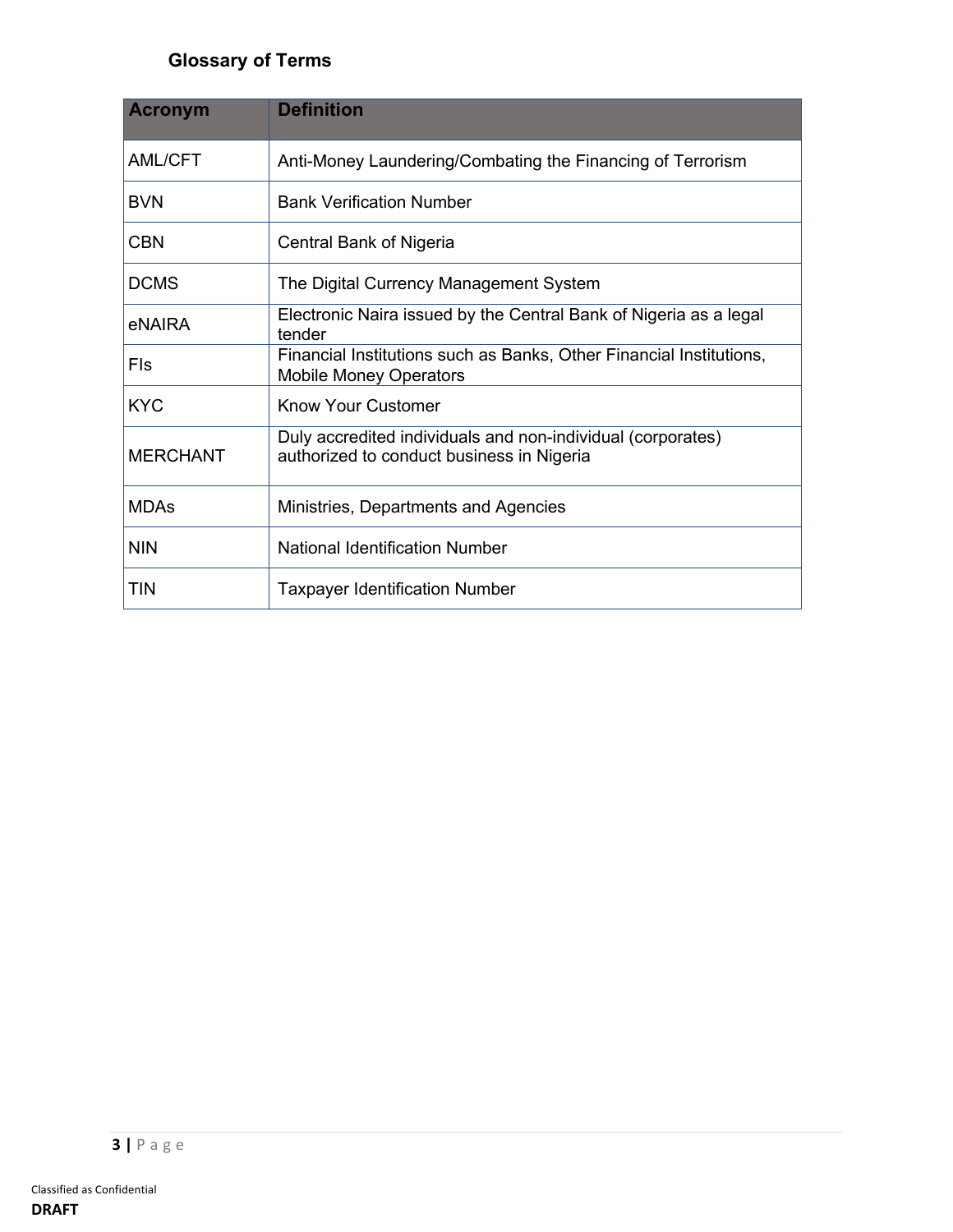## Glossary of Terms

| Acronym | Definition |
| --- | --- |
| AML/CFT | Anti-Money Laundering/Combating the Financing of Terrorism |
| BVN | Bank Verification Number |
| CBN | Central Bank of Nigeria |
| DCMS | The Digital Currency Management System |
| eNAIRA | Electronic Naira issued by the Central Bank of Nigeria as a legal tender |
| FIs | Financial Institutions such as Banks, Other Financial Institutions, Mobile Money Operators |
| KYC | Know Your Customer |
| MERCHANT | Duly accredited individuals and non-individual (corporates) authorized to conduct business in Nigeria |
| MDAs | Ministries, Departments and Agencies |
| NIN | National Identification Number |
| TIN | Taxpayer Identification Number |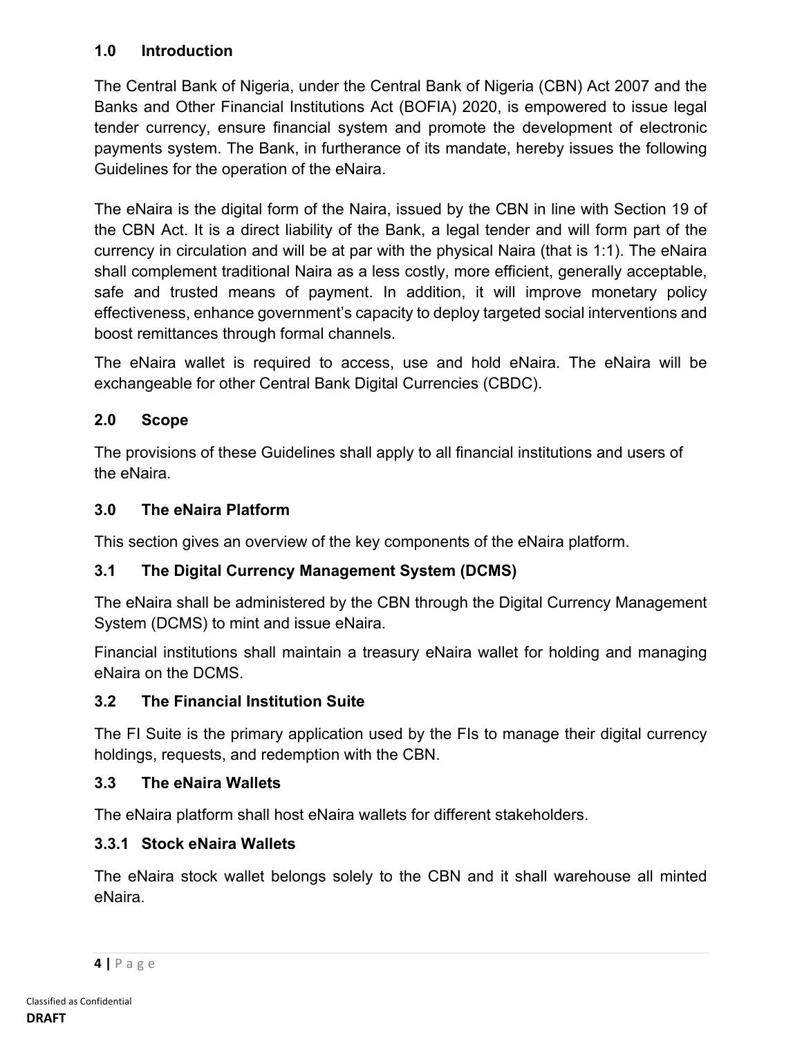## 1.0 Introduction

The Central Bank of Nigeria, under the Central Bank of Nigeria (CBN) Act 2007 and the Banks and Other Financial Institutions Act (BOFIA) 2020, is empowered to issue legal tender currency, ensure financial system and promote the development of electronic payments system. The Bank, in furtherance of its mandate, hereby issues the following Guidelines for the operation of the eNaira.

The eNaira is the digital form of the Naira, issued by the CBN in line with Section 19 of the CBN Act. It is a direct liability of the Bank, a legal tender and will form part of the currency in circulation and will be at par with the physical Naira (that is 1:1). The eNaira shall complement traditional Naira as a less costly, more efficient, generally acceptable, safe and trusted means of payment. In addition, it will improve monetary policy effectiveness, enhance government's capacity to deploy targeted social interventions and boost remittances through formal channels.

The eNaira wallet is required to access, use and hold eNaira. The eNaira will be exchangeable for other Central Bank Digital Currencies (CBDC).

## 2.0 Scope

The provisions of these Guidelines shall apply to all financial institutions and users of the eNaira.

## 3.0 The eNaira Platform

This section gives an overview of the key components of the eNaira platform.

### 3.1 The Digital Currency Management System (DCMS)

The eNaira shall be administered by the CBN through the Digital Currency Management System (DCMS) to mint and issue eNaira.

Financial institutions shall maintain a treasury eNaira wallet for holding and managing eNaira on the DCMS.

### 3.2 The Financial Institution Suite

The FI Suite is the primary application used by the FIs to manage their digital currency holdings, requests, and redemption with the CBN.

### 3.3 The eNaira Wallets

The eNaira platform shall host eNaira wallets for different stakeholders.

#### 3.3.1 Stock eNaira Wallets

The eNaira stock wallet belongs solely to the CBN and it shall warehouse all minted eNaira.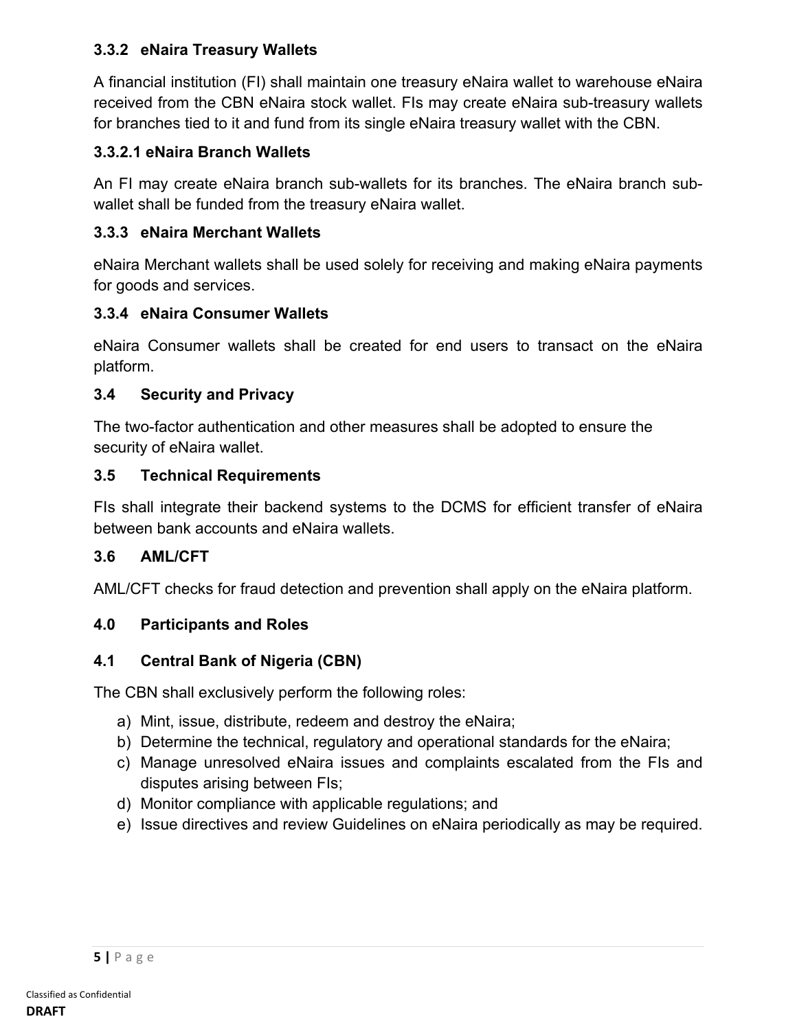### 3.3.2 eNaira Treasury Wallets

A financial institution (FI) shall maintain one treasury eNaira wallet to warehouse eNaira received from the CBN eNaira stock wallet. FIs may create eNaira sub-treasury wallets for branches tied to it and fund from its single eNaira treasury wallet with the CBN.

#### 3.3.2.1 eNaira Branch Wallets

An FI may create eNaira branch sub-wallets for its branches. The eNaira branch sub-wallet shall be funded from the treasury eNaira wallet.

### 3.3.3 eNaira Merchant Wallets

eNaira Merchant wallets shall be used solely for receiving and making eNaira payments for goods and services.

### 3.3.4 eNaira Consumer Wallets

eNaira Consumer wallets shall be created for end users to transact on the eNaira platform.

## 3.4 Security and Privacy

The two-factor authentication and other measures shall be adopted to ensure the security of eNaira wallet.

## 3.5 Technical Requirements

FIs shall integrate their backend systems to the DCMS for efficient transfer of eNaira between bank accounts and eNaira wallets.

## 3.6 AML/CFT

AML/CFT checks for fraud detection and prevention shall apply on the eNaira platform.

# 4.0 Participants and Roles

## 4.1 Central Bank of Nigeria (CBN)

The CBN shall exclusively perform the following roles:

a) Mint, issue, distribute, redeem and destroy the eNaira;
b) Determine the technical, regulatory and operational standards for the eNaira;
c) Manage unresolved eNaira issues and complaints escalated from the FIs and disputes arising between FIs;
d) Monitor compliance with applicable regulations; and
e) Issue directives and review Guidelines on eNaira periodically as may be required.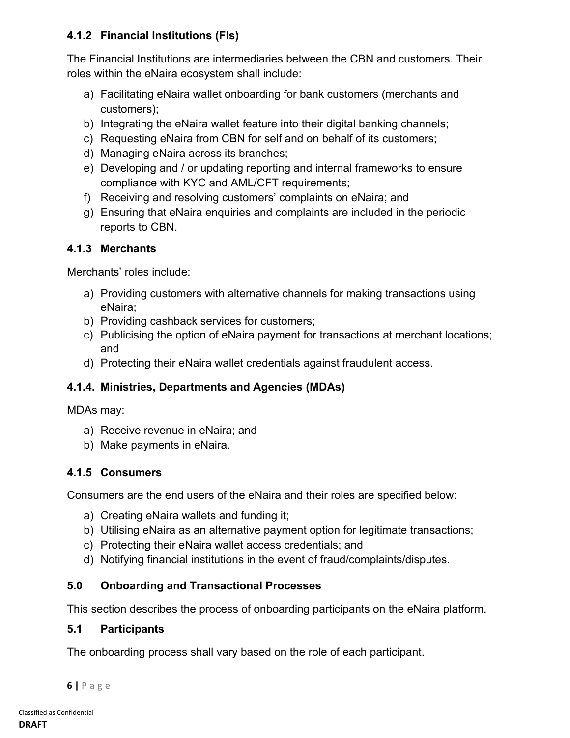### 4.1.2 Financial Institutions (FIs)

The Financial Institutions are intermediaries between the CBN and customers. Their roles within the eNaira ecosystem shall include:

a) Facilitating eNaira wallet onboarding for bank customers (merchants and customers);
b) Integrating the eNaira wallet feature into their digital banking channels;
c) Requesting eNaira from CBN for self and on behalf of its customers;
d) Managing eNaira across its branches;
e) Developing and / or updating reporting and internal frameworks to ensure compliance with KYC and AML/CFT requirements;
f) Receiving and resolving customers' complaints on eNaira; and
g) Ensuring that eNaira enquiries and complaints are included in the periodic reports to CBN.

### 4.1.3 Merchants

Merchants' roles include:

a) Providing customers with alternative channels for making transactions using eNaira;
b) Providing cashback services for customers;
c) Publicising the option of eNaira payment for transactions at merchant locations; and
d) Protecting their eNaira wallet credentials against fraudulent access.

### 4.1.4. Ministries, Departments and Agencies (MDAs)

MDAs may:

a) Receive revenue in eNaira; and
b) Make payments in eNaira.

### 4.1.5 Consumers

Consumers are the end users of the eNaira and their roles are specified below:

a) Creating eNaira wallets and funding it;
b) Utilising eNaira as an alternative payment option for legitimate transactions;
c) Protecting their eNaira wallet access credentials; and
d) Notifying financial institutions in the event of fraud/complaints/disputes.

## 5.0 Onboarding and Transactional Processes

This section describes the process of onboarding participants on the eNaira platform.

### 5.1 Participants

The onboarding process shall vary based on the role of each participant.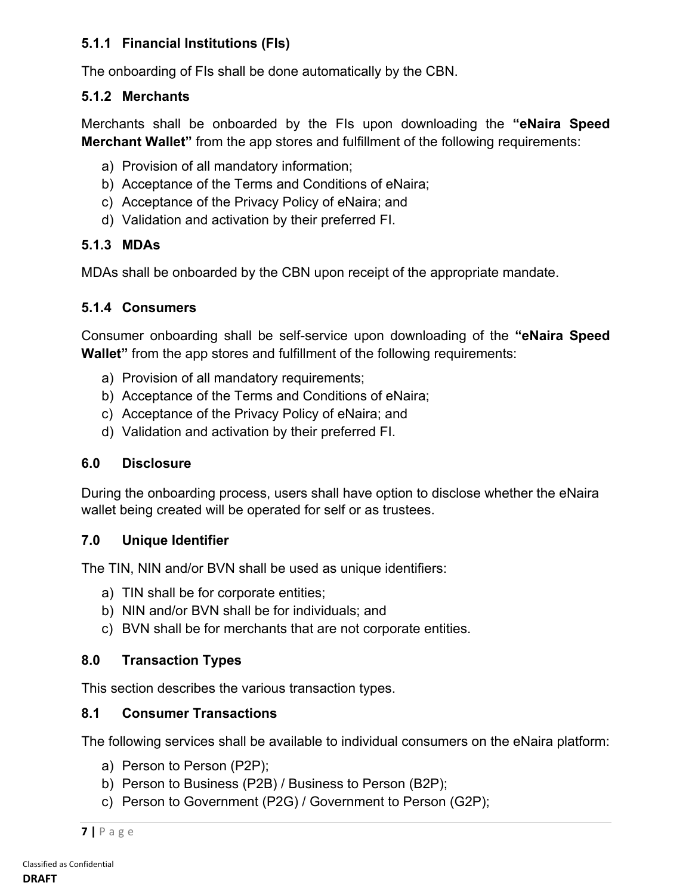#### 5.1.1 Financial Institutions (FIs)

The onboarding of FIs shall be done automatically by the CBN.

#### 5.1.2 Merchants

Merchants shall be onboarded by the FIs upon downloading the **"eNaira Speed Merchant Wallet"** from the app stores and fulfillment of the following requirements:

a) Provision of all mandatory information;
b) Acceptance of the Terms and Conditions of eNaira;
c) Acceptance of the Privacy Policy of eNaira; and
d) Validation and activation by their preferred FI.

#### 5.1.3 MDAs

MDAs shall be onboarded by the CBN upon receipt of the appropriate mandate.

#### 5.1.4 Consumers

Consumer onboarding shall be self-service upon downloading of the **"eNaira Speed Wallet"** from the app stores and fulfillment of the following requirements:

a) Provision of all mandatory requirements;
b) Acceptance of the Terms and Conditions of eNaira;
c) Acceptance of the Privacy Policy of eNaira; and
d) Validation and activation by their preferred FI.

## 6.0 Disclosure

During the onboarding process, users shall have option to disclose whether the eNaira wallet being created will be operated for self or as trustees.

## 7.0 Unique Identifier

The TIN, NIN and/or BVN shall be used as unique identifiers:

a) TIN shall be for corporate entities;
b) NIN and/or BVN shall be for individuals; and
c) BVN shall be for merchants that are not corporate entities.

## 8.0 Transaction Types

This section describes the various transaction types.

### 8.1 Consumer Transactions

The following services shall be available to individual consumers on the eNaira platform:

a) Person to Person (P2P);
b) Person to Business (P2B) / Business to Person (B2P);
c) Person to Government (P2G) / Government to Person (G2P);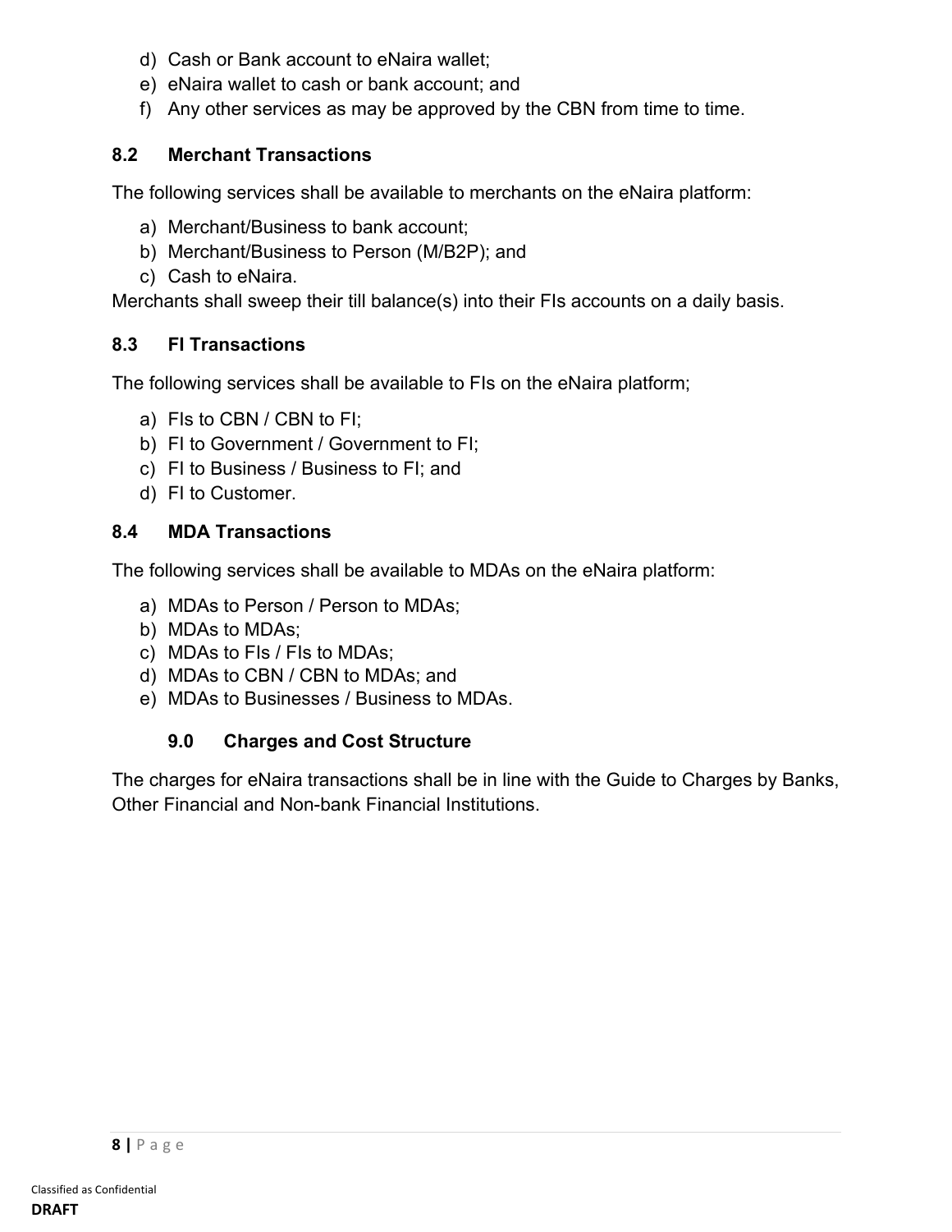d) Cash or Bank account to eNaira wallet;
e) eNaira wallet to cash or bank account; and
f) Any other services as may be approved by the CBN from time to time.

### 8.2 Merchant Transactions

The following services shall be available to merchants on the eNaira platform:

a) Merchant/Business to bank account;
b) Merchant/Business to Person (M/B2P); and
c) Cash to eNaira.

Merchants shall sweep their till balance(s) into their FIs accounts on a daily basis.

### 8.3 FI Transactions

The following services shall be available to FIs on the eNaira platform;

a) FIs to CBN / CBN to FI;
b) FI to Government / Government to FI;
c) FI to Business / Business to FI; and
d) FI to Customer.

### 8.4 MDA Transactions

The following services shall be available to MDAs on the eNaira platform:

a) MDAs to Person / Person to MDAs;
b) MDAs to MDAs;
c) MDAs to FIs / FIs to MDAs;
d) MDAs to CBN / CBN to MDAs; and
e) MDAs to Businesses / Business to MDAs.

## 9.0 Charges and Cost Structure

The charges for eNaira transactions shall be in line with the Guide to Charges by Banks, Other Financial and Non-bank Financial Institutions.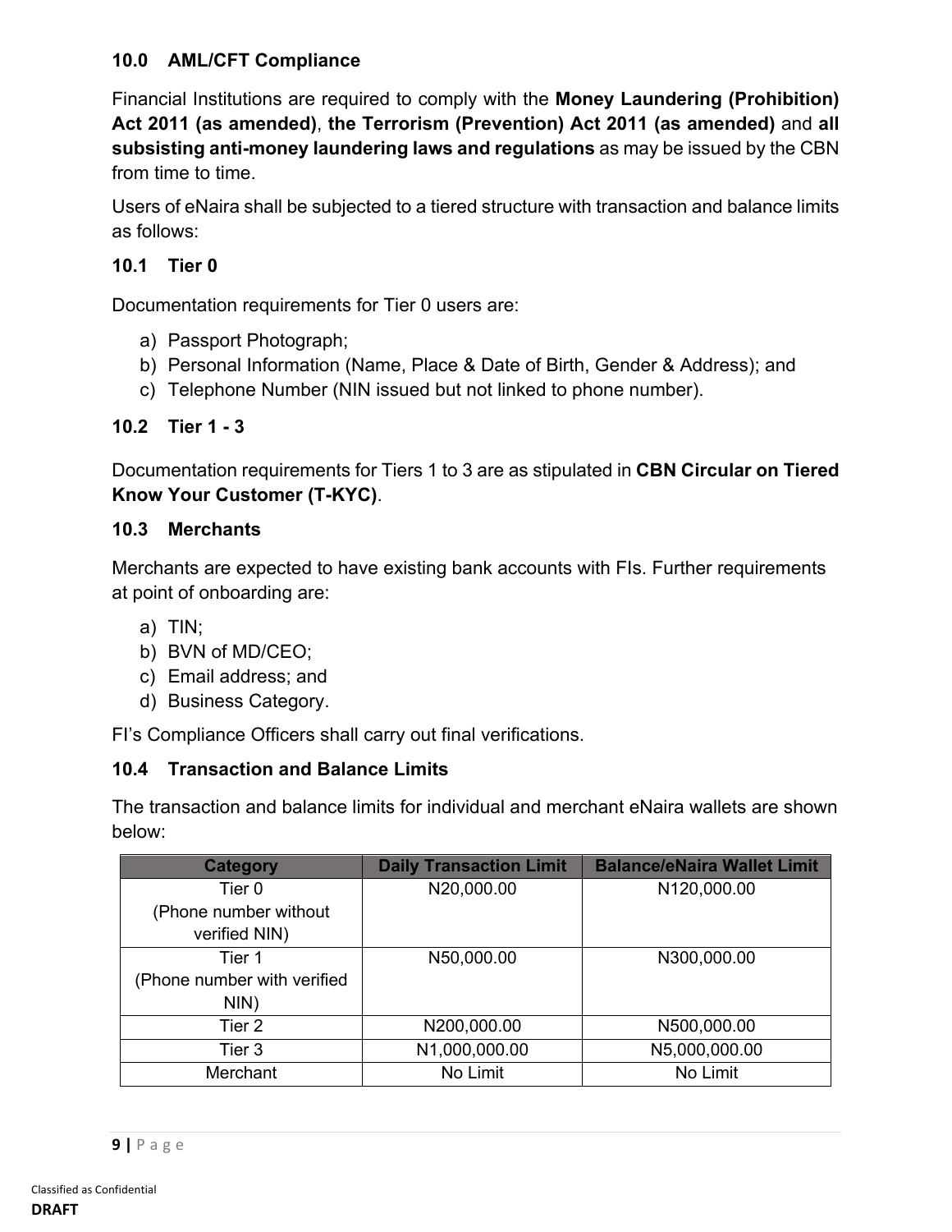## 10.0 AML/CFT Compliance

Financial Institutions are required to comply with the **Money Laundering (Prohibition) Act 2011 (as amended)**, **the Terrorism (Prevention) Act 2011 (as amended)** and **all subsisting anti-money laundering laws and regulations** as may be issued by the CBN from time to time.

Users of eNaira shall be subjected to a tiered structure with transaction and balance limits as follows:

### 10.1 Tier 0

Documentation requirements for Tier 0 users are:

a) Passport Photograph;
b) Personal Information (Name, Place & Date of Birth, Gender & Address); and
c) Telephone Number (NIN issued but not linked to phone number).

### 10.2 Tier 1 - 3

Documentation requirements for Tiers 1 to 3 are as stipulated in **CBN Circular on Tiered Know Your Customer (T-KYC)**.

### 10.3 Merchants

Merchants are expected to have existing bank accounts with FIs. Further requirements at point of onboarding are:

a) TIN;
b) BVN of MD/CEO;
c) Email address; and
d) Business Category.

FI's Compliance Officers shall carry out final verifications.

### 10.4 Transaction and Balance Limits

The transaction and balance limits for individual and merchant eNaira wallets are shown below:

| Category | Daily Transaction Limit | Balance/eNaira Wallet Limit |
|---|---|---|
| Tier 0 (Phone number without verified NIN) | N20,000.00 | N120,000.00 |
| Tier 1 (Phone number with verified NIN) | N50,000.00 | N300,000.00 |
| Tier 2 | N200,000.00 | N500,000.00 |
| Tier 3 | N1,000,000.00 | N5,000,000.00 |
| Merchant | No Limit | No Limit |

Classified as Confidential

**DRAFT**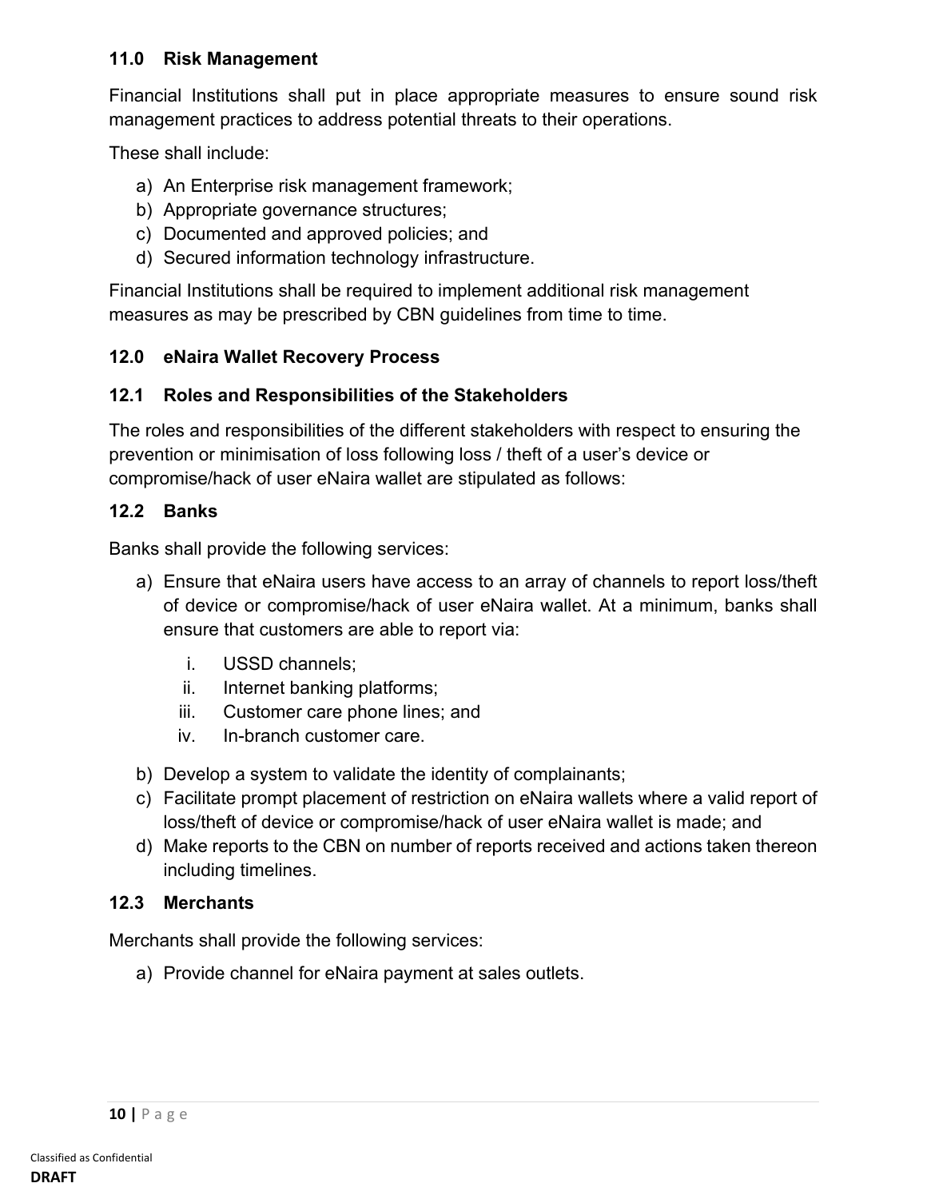## 11.0 Risk Management

Financial Institutions shall put in place appropriate measures to ensure sound risk management practices to address potential threats to their operations.

These shall include:

a) An Enterprise risk management framework;
b) Appropriate governance structures;
c) Documented and approved policies; and
d) Secured information technology infrastructure.

Financial Institutions shall be required to implement additional risk management measures as may be prescribed by CBN guidelines from time to time.

## 12.0 eNaira Wallet Recovery Process

### 12.1 Roles and Responsibilities of the Stakeholders

The roles and responsibilities of the different stakeholders with respect to ensuring the prevention or minimisation of loss following loss / theft of a user's device or compromise/hack of user eNaira wallet are stipulated as follows:

### 12.2 Banks

Banks shall provide the following services:

a) Ensure that eNaira users have access to an array of channels to report loss/theft of device or compromise/hack of user eNaira wallet. At a minimum, banks shall ensure that customers are able to report via:

    i. USSD channels;
    ii. Internet banking platforms;
    iii. Customer care phone lines; and
    iv. In-branch customer care.

b) Develop a system to validate the identity of complainants;
c) Facilitate prompt placement of restriction on eNaira wallets where a valid report of loss/theft of device or compromise/hack of user eNaira wallet is made; and
d) Make reports to the CBN on number of reports received and actions taken thereon including timelines.

### 12.3 Merchants

Merchants shall provide the following services:

a) Provide channel for eNaira payment at sales outlets.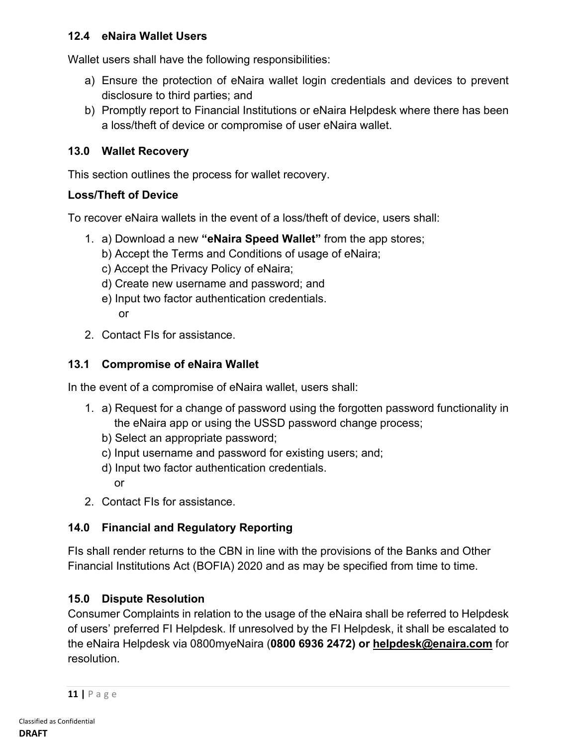### 12.4 eNaira Wallet Users

Wallet users shall have the following responsibilities:

a) Ensure the protection of eNaira wallet login credentials and devices to prevent disclosure to third parties; and
b) Promptly report to Financial Institutions or eNaira Helpdesk where there has been a loss/theft of device or compromise of user eNaira wallet.

## 13.0 Wallet Recovery

This section outlines the process for wallet recovery.

**Loss/Theft of Device**

To recover eNaira wallets in the event of a loss/theft of device, users shall:

1. a) Download a new **"eNaira Speed Wallet"** from the app stores;
   b) Accept the Terms and Conditions of usage of eNaira;
   c) Accept the Privacy Policy of eNaira;
   d) Create new username and password; and
   e) Input two factor authentication credentials.
   or
2. Contact FIs for assistance.

### 13.1 Compromise of eNaira Wallet

In the event of a compromise of eNaira wallet, users shall:

1. a) Request for a change of password using the forgotten password functionality in the eNaira app or using the USSD password change process;
   b) Select an appropriate password;
   c) Input username and password for existing users; and;
   d) Input two factor authentication credentials.
   or
2. Contact FIs for assistance.

## 14.0 Financial and Regulatory Reporting

FIs shall render returns to the CBN in line with the provisions of the Banks and Other Financial Institutions Act (BOFIA) 2020 and as may be specified from time to time.

## 15.0 Dispute Resolution

Consumer Complaints in relation to the usage of the eNaira shall be referred to Helpdesk of users' preferred FI Helpdesk. If unresolved by the FI Helpdesk, it shall be escalated to the eNaira Helpdesk via 0800myeNaira (**0800 6936 2472) or helpdesk@enaira.com** for resolution.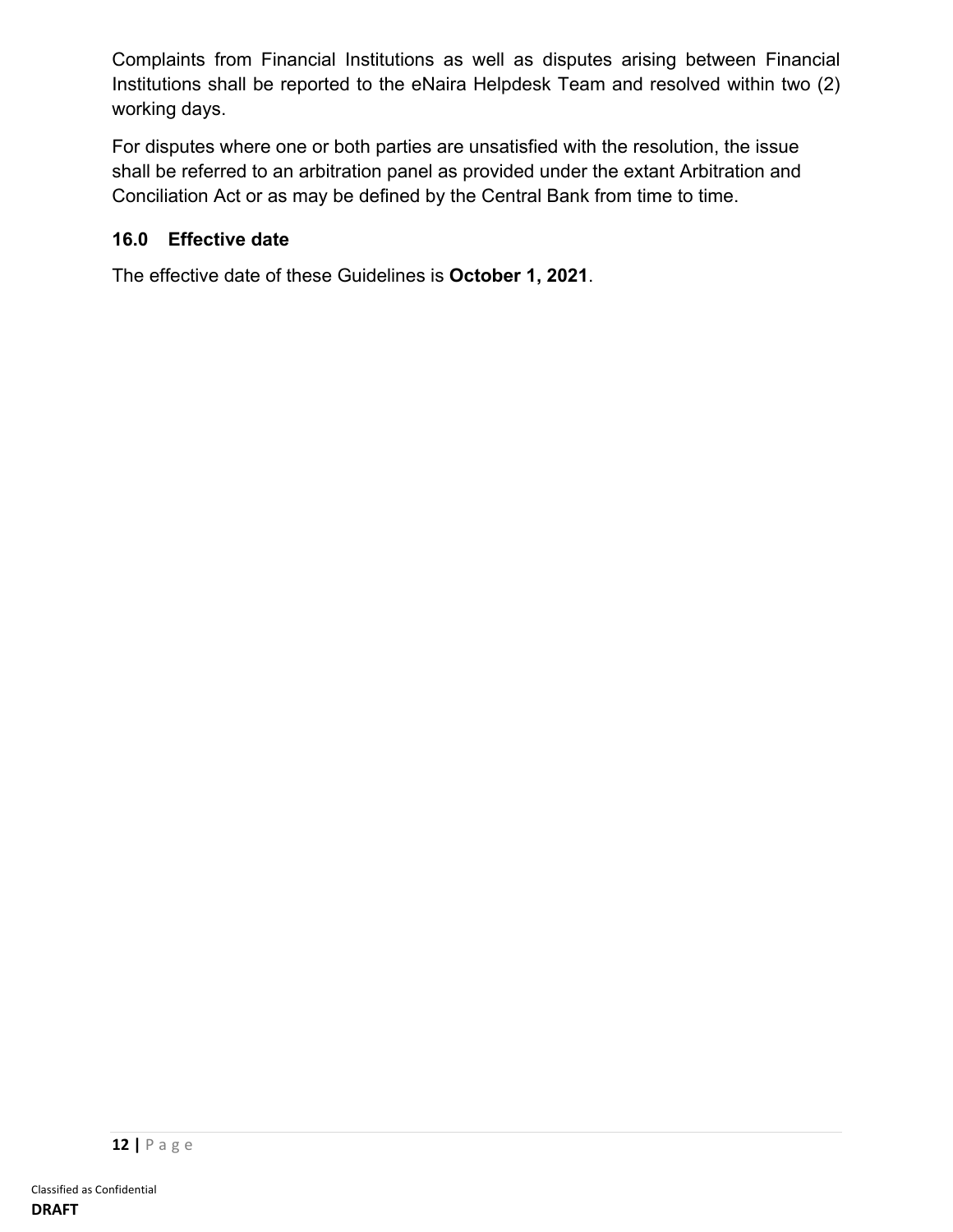Complaints from Financial Institutions as well as disputes arising between Financial Institutions shall be reported to the eNaira Helpdesk Team and resolved within two (2) working days.

For disputes where one or both parties are unsatisfied with the resolution, the issue shall be referred to an arbitration panel as provided under the extant Arbitration and Conciliation Act or as may be defined by the Central Bank from time to time.

## 16.0 Effective date

The effective date of these Guidelines is **October 1, 2021**.